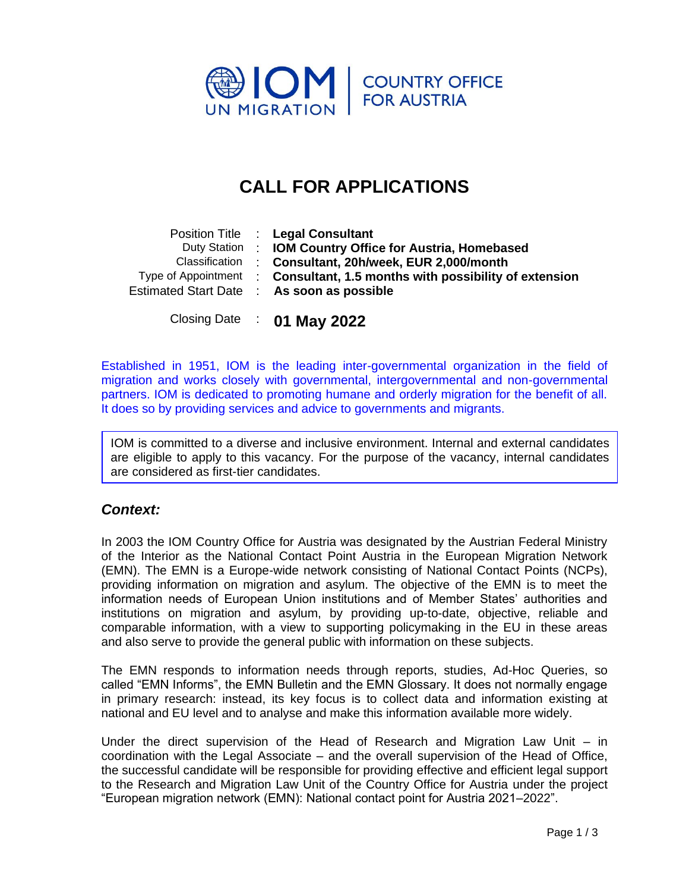IOM UN MIGRATION | COUNTRY OFFICE FOR AUSTRIA

# CALL FOR APPLICATIONS

| | | |
|---|---|---|
| Position Title | : | **Legal Consultant** |
| Duty Station | : | **IOM Country Office for Austria, Homebased** |
| Classification | : | **Consultant, 20h/week, EUR 2,000/month** |
| Type of Appointment | : | **Consultant, 1.5 months with possibility of extension** |
| Estimated Start Date | : | **As soon as possible** |
| Closing Date | : | **01 May 2022** |

Established in 1951, IOM is the leading inter-governmental organization in the field of migration and works closely with governmental, intergovernmental and non-governmental partners. IOM is dedicated to promoting humane and orderly migration for the benefit of all. It does so by providing services and advice to governments and migrants.

> IOM is committed to a diverse and inclusive environment. Internal and external candidates are eligible to apply to this vacancy. For the purpose of the vacancy, internal candidates are considered as first-tier candidates.

## *Context:*

In 2003 the IOM Country Office for Austria was designated by the Austrian Federal Ministry of the Interior as the National Contact Point Austria in the European Migration Network (EMN). The EMN is a Europe-wide network consisting of National Contact Points (NCPs), providing information on migration and asylum. The objective of the EMN is to meet the information needs of European Union institutions and of Member States' authorities and institutions on migration and asylum, by providing up-to-date, objective, reliable and comparable information, with a view to supporting policymaking in the EU in these areas and also serve to provide the general public with information on these subjects.

The EMN responds to information needs through reports, studies, Ad-Hoc Queries, so called "EMN Informs", the EMN Bulletin and the EMN Glossary. It does not normally engage in primary research: instead, its key focus is to collect data and information existing at national and EU level and to analyse and make this information available more widely.

Under the direct supervision of the Head of Research and Migration Law Unit – in coordination with the Legal Associate – and the overall supervision of the Head of Office, the successful candidate will be responsible for providing effective and efficient legal support to the Research and Migration Law Unit of the Country Office for Austria under the project "European migration network (EMN): National contact point for Austria 2021–2022".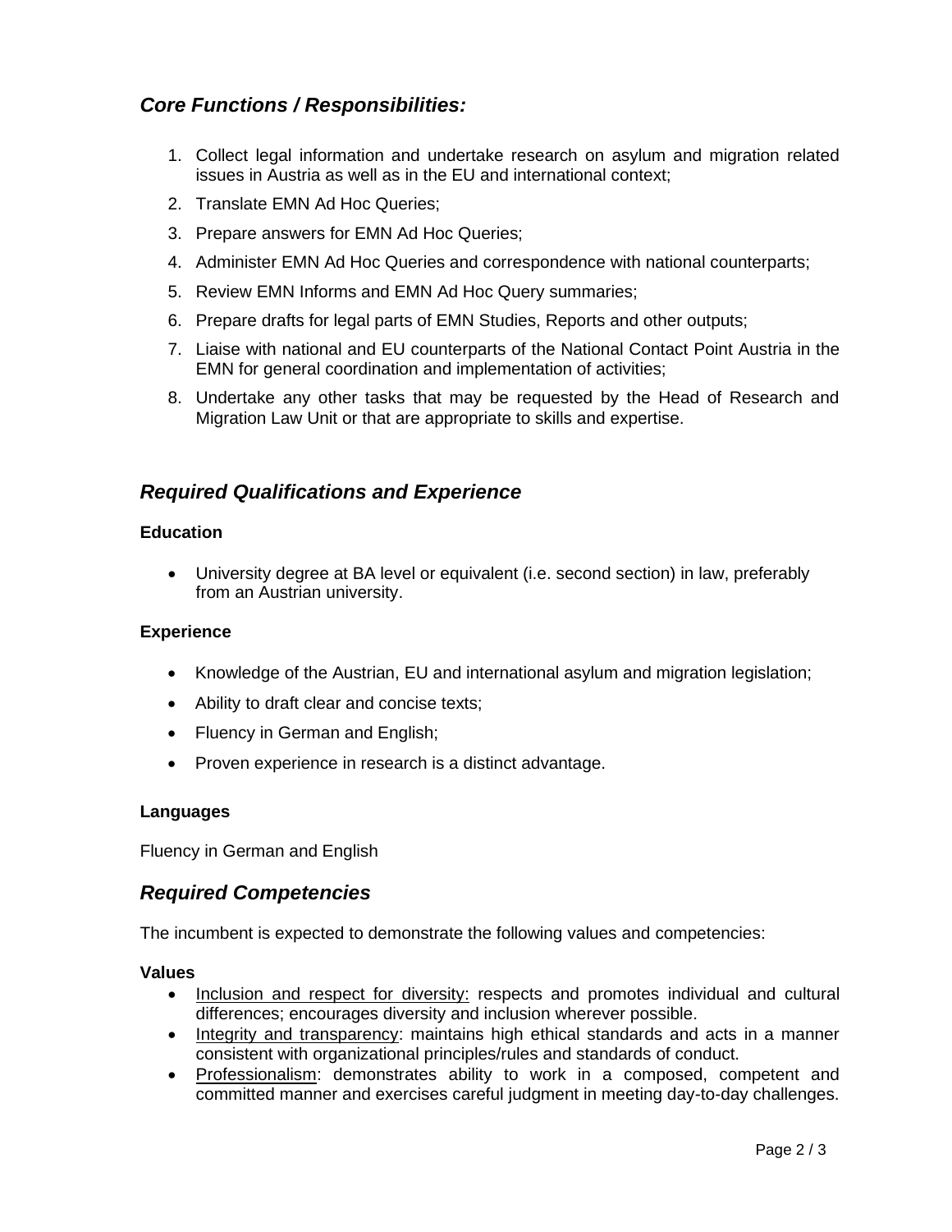## *Core Functions / Responsibilities:*

1. Collect legal information and undertake research on asylum and migration related issues in Austria as well as in the EU and international context;
2. Translate EMN Ad Hoc Queries;
3. Prepare answers for EMN Ad Hoc Queries;
4. Administer EMN Ad Hoc Queries and correspondence with national counterparts;
5. Review EMN Informs and EMN Ad Hoc Query summaries;
6. Prepare drafts for legal parts of EMN Studies, Reports and other outputs;
7. Liaise with national and EU counterparts of the National Contact Point Austria in the EMN for general coordination and implementation of activities;
8. Undertake any other tasks that may be requested by the Head of Research and Migration Law Unit or that are appropriate to skills and expertise.

## *Required Qualifications and Experience*

**Education**

- University degree at BA level or equivalent (i.e. second section) in law, preferably from an Austrian university.

**Experience**

- Knowledge of the Austrian, EU and international asylum and migration legislation;
- Ability to draft clear and concise texts;
- Fluency in German and English;
- Proven experience in research is a distinct advantage.

**Languages**

Fluency in German and English

## *Required Competencies*

The incumbent is expected to demonstrate the following values and competencies:

**Values**

- Inclusion and respect for diversity: respects and promotes individual and cultural differences; encourages diversity and inclusion wherever possible.
- Integrity and transparency: maintains high ethical standards and acts in a manner consistent with organizational principles/rules and standards of conduct.
- Professionalism: demonstrates ability to work in a composed, competent and committed manner and exercises careful judgment in meeting day-to-day challenges.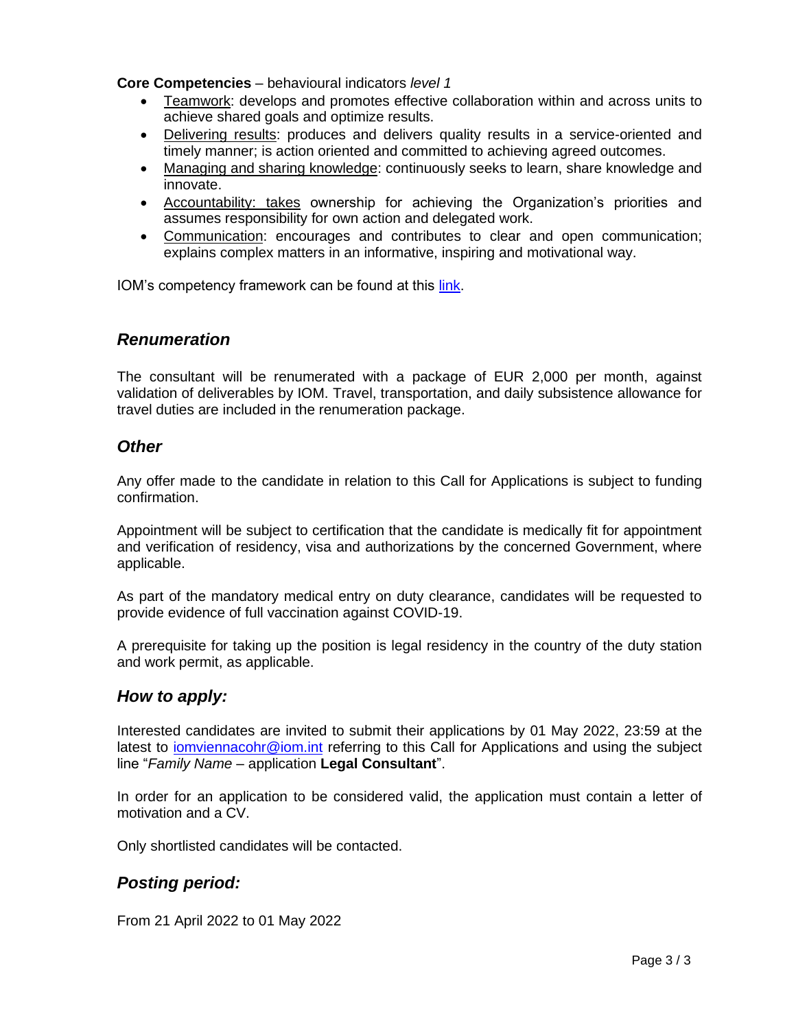**Core Competencies** – behavioural indicators *level 1*

- Teamwork: develops and promotes effective collaboration within and across units to achieve shared goals and optimize results.
- Delivering results: produces and delivers quality results in a service-oriented and timely manner; is action oriented and committed to achieving agreed outcomes.
- Managing and sharing knowledge: continuously seeks to learn, share knowledge and innovate.
- Accountability: takes ownership for achieving the Organization's priorities and assumes responsibility for own action and delegated work.
- Communication: encourages and contributes to clear and open communication; explains complex matters in an informative, inspiring and motivational way.

IOM's competency framework can be found at this link.

## *Renumeration*

The consultant will be renumerated with a package of EUR 2,000 per month, against validation of deliverables by IOM. Travel, transportation, and daily subsistence allowance for travel duties are included in the renumeration package.

## *Other*

Any offer made to the candidate in relation to this Call for Applications is subject to funding confirmation.

Appointment will be subject to certification that the candidate is medically fit for appointment and verification of residency, visa and authorizations by the concerned Government, where applicable.

As part of the mandatory medical entry on duty clearance, candidates will be requested to provide evidence of full vaccination against COVID-19.

A prerequisite for taking up the position is legal residency in the country of the duty station and work permit, as applicable.

## *How to apply:*

Interested candidates are invited to submit their applications by 01 May 2022, 23:59 at the latest to iomviennacohr@iom.int referring to this Call for Applications and using the subject line "*Family Name* – application **Legal Consultant**".

In order for an application to be considered valid, the application must contain a letter of motivation and a CV.

Only shortlisted candidates will be contacted.

## *Posting period:*

From 21 April 2022 to 01 May 2022